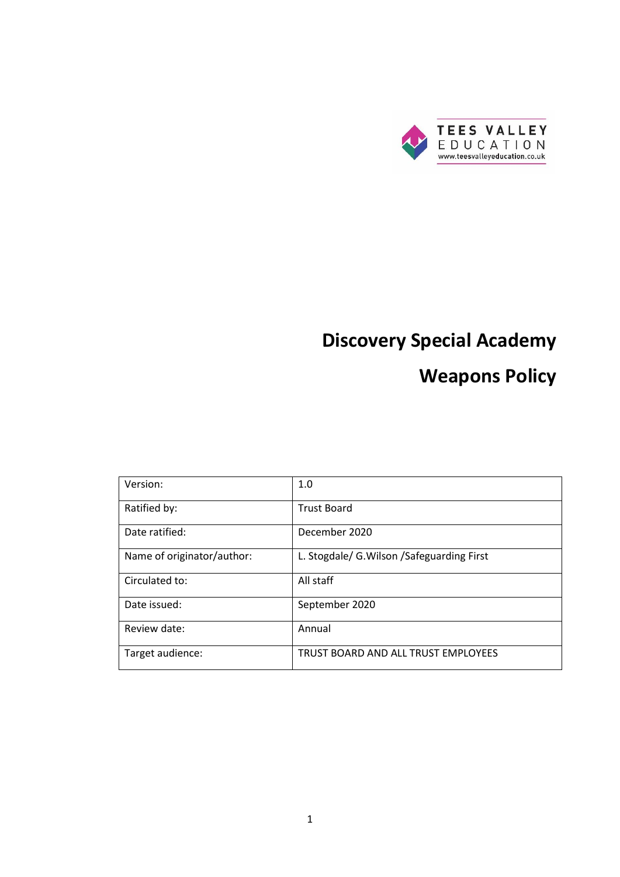TEES VALLEY EDUCATION
www.teesvalleyeducation.co.uk

# Discovery Special Academy

# Weapons Policy

| Version: | 1.0 |
|---|---|
| Ratified by: | Trust Board |
| Date ratified: | December 2020 |
| Name of originator/author: | L. Stogdale/ G.Wilson /Safeguarding First |
| Circulated to: | All staff |
| Date issued: | September 2020 |
| Review date: | Annual |
| Target audience: | TRUST BOARD AND ALL TRUST EMPLOYEES |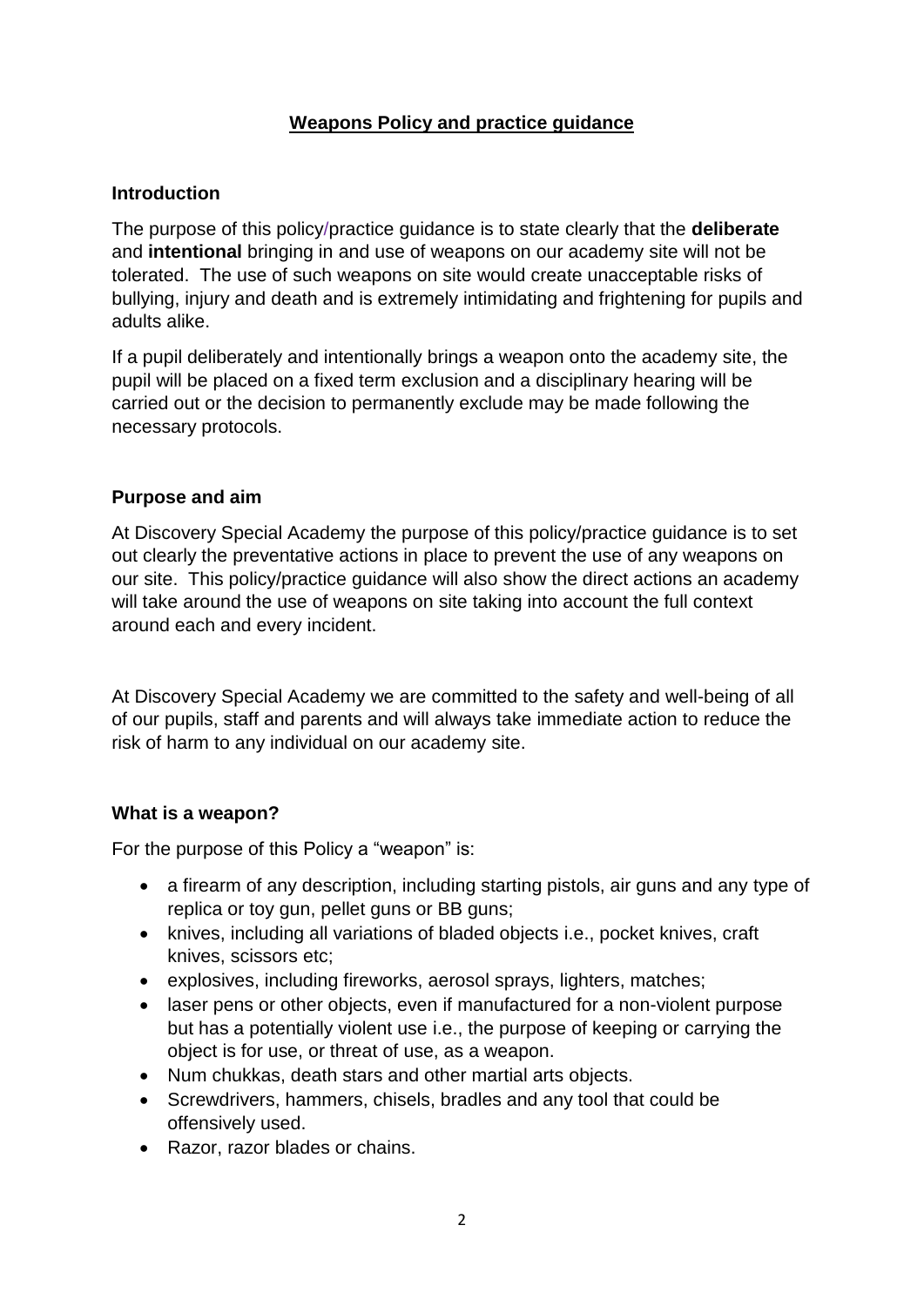## Weapons Policy and practice guidance

### Introduction

The purpose of this policy/practice guidance is to state clearly that the **deliberate** and **intentional** bringing in and use of weapons on our academy site will not be tolerated. The use of such weapons on site would create unacceptable risks of bullying, injury and death and is extremely intimidating and frightening for pupils and adults alike.

If a pupil deliberately and intentionally brings a weapon onto the academy site, the pupil will be placed on a fixed term exclusion and a disciplinary hearing will be carried out or the decision to permanently exclude may be made following the necessary protocols.

### Purpose and aim

At Discovery Special Academy the purpose of this policy/practice guidance is to set out clearly the preventative actions in place to prevent the use of any weapons on our site. This policy/practice guidance will also show the direct actions an academy will take around the use of weapons on site taking into account the full context around each and every incident.

At Discovery Special Academy we are committed to the safety and well-being of all of our pupils, staff and parents and will always take immediate action to reduce the risk of harm to any individual on our academy site.

### What is a weapon?

For the purpose of this Policy a "weapon" is:

- a firearm of any description, including starting pistols, air guns and any type of replica or toy gun, pellet guns or BB guns;
- knives, including all variations of bladed objects i.e., pocket knives, craft knives, scissors etc;
- explosives, including fireworks, aerosol sprays, lighters, matches;
- laser pens or other objects, even if manufactured for a non-violent purpose but has a potentially violent use i.e., the purpose of keeping or carrying the object is for use, or threat of use, as a weapon.
- Num chukkas, death stars and other martial arts objects.
- Screwdrivers, hammers, chisels, bradles and any tool that could be offensively used.
- Razor, razor blades or chains.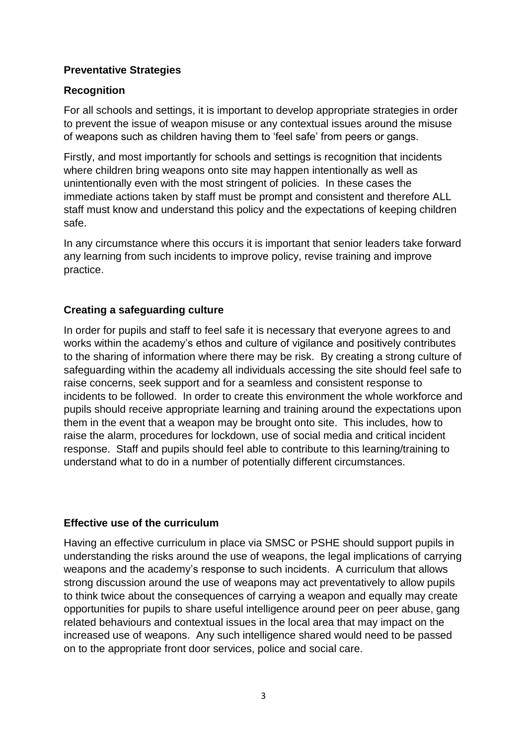## Preventative Strategies

### Recognition

For all schools and settings, it is important to develop appropriate strategies in order to prevent the issue of weapon misuse or any contextual issues around the misuse of weapons such as children having them to 'feel safe' from peers or gangs.

Firstly, and most importantly for schools and settings is recognition that incidents where children bring weapons onto site may happen intentionally as well as unintentionally even with the most stringent of policies. In these cases the immediate actions taken by staff must be prompt and consistent and therefore ALL staff must know and understand this policy and the expectations of keeping children safe.

In any circumstance where this occurs it is important that senior leaders take forward any learning from such incidents to improve policy, revise training and improve practice.

### Creating a safeguarding culture

In order for pupils and staff to feel safe it is necessary that everyone agrees to and works within the academy's ethos and culture of vigilance and positively contributes to the sharing of information where there may be risk. By creating a strong culture of safeguarding within the academy all individuals accessing the site should feel safe to raise concerns, seek support and for a seamless and consistent response to incidents to be followed. In order to create this environment the whole workforce and pupils should receive appropriate learning and training around the expectations upon them in the event that a weapon may be brought onto site. This includes, how to raise the alarm, procedures for lockdown, use of social media and critical incident response. Staff and pupils should feel able to contribute to this learning/training to understand what to do in a number of potentially different circumstances.

### Effective use of the curriculum

Having an effective curriculum in place via SMSC or PSHE should support pupils in understanding the risks around the use of weapons, the legal implications of carrying weapons and the academy's response to such incidents. A curriculum that allows strong discussion around the use of weapons may act preventatively to allow pupils to think twice about the consequences of carrying a weapon and equally may create opportunities for pupils to share useful intelligence around peer on peer abuse, gang related behaviours and contextual issues in the local area that may impact on the increased use of weapons. Any such intelligence shared would need to be passed on to the appropriate front door services, police and social care.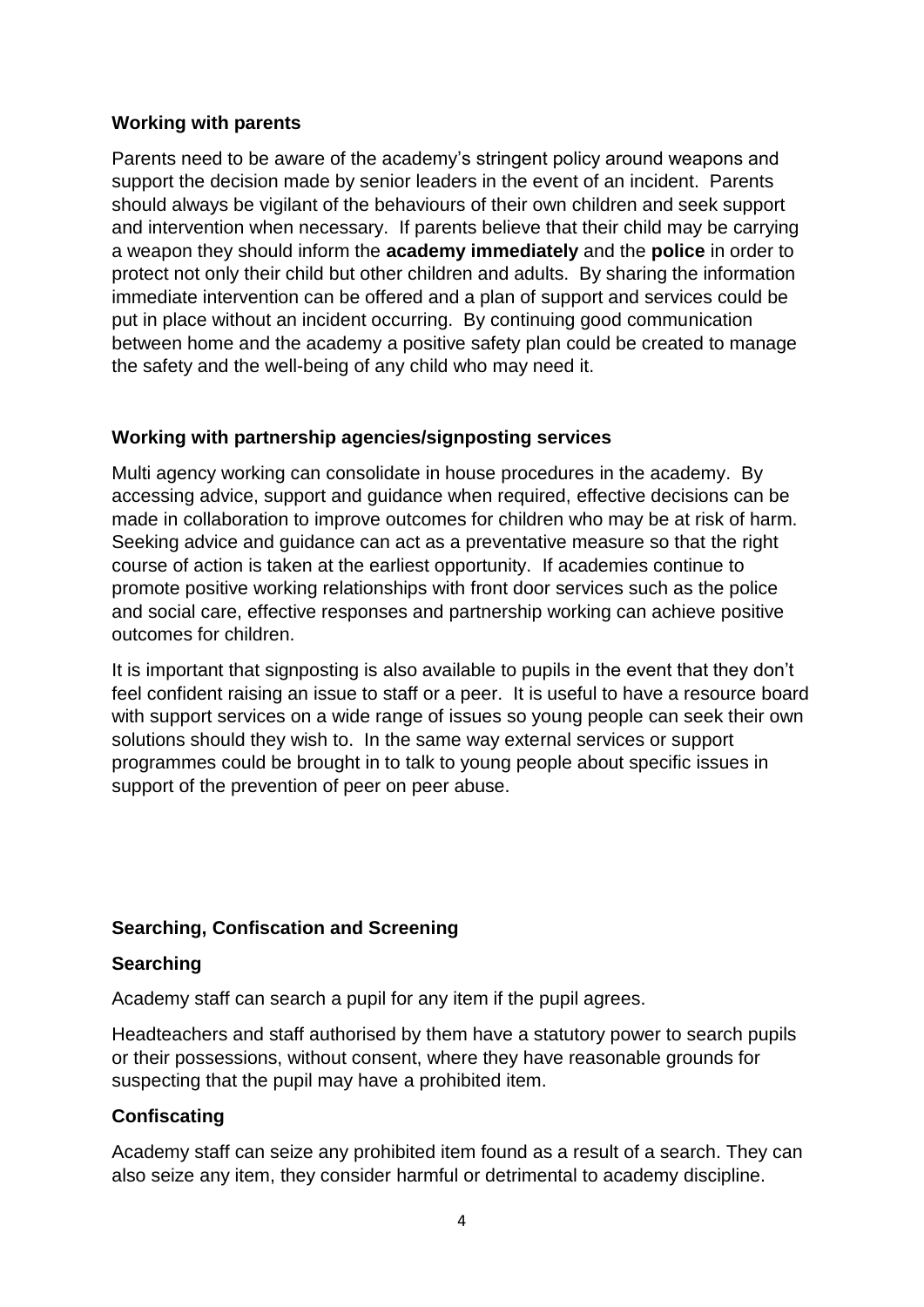**Working with parents**

Parents need to be aware of the academy's stringent policy around weapons and support the decision made by senior leaders in the event of an incident. Parents should always be vigilant of the behaviours of their own children and seek support and intervention when necessary. If parents believe that their child may be carrying a weapon they should inform the **academy immediately** and the **police** in order to protect not only their child but other children and adults. By sharing the information immediate intervention can be offered and a plan of support and services could be put in place without an incident occurring. By continuing good communication between home and the academy a positive safety plan could be created to manage the safety and the well-being of any child who may need it.

**Working with partnership agencies/signposting services**

Multi agency working can consolidate in house procedures in the academy. By accessing advice, support and guidance when required, effective decisions can be made in collaboration to improve outcomes for children who may be at risk of harm. Seeking advice and guidance can act as a preventative measure so that the right course of action is taken at the earliest opportunity. If academies continue to promote positive working relationships with front door services such as the police and social care, effective responses and partnership working can achieve positive outcomes for children.

It is important that signposting is also available to pupils in the event that they don't feel confident raising an issue to staff or a peer. It is useful to have a resource board with support services on a wide range of issues so young people can seek their own solutions should they wish to. In the same way external services or support programmes could be brought in to talk to young people about specific issues in support of the prevention of peer on peer abuse.

**Searching, Confiscation and Screening**

**Searching**

Academy staff can search a pupil for any item if the pupil agrees.

Headteachers and staff authorised by them have a statutory power to search pupils or their possessions, without consent, where they have reasonable grounds for suspecting that the pupil may have a prohibited item.

**Confiscating**

Academy staff can seize any prohibited item found as a result of a search. They can also seize any item, they consider harmful or detrimental to academy discipline.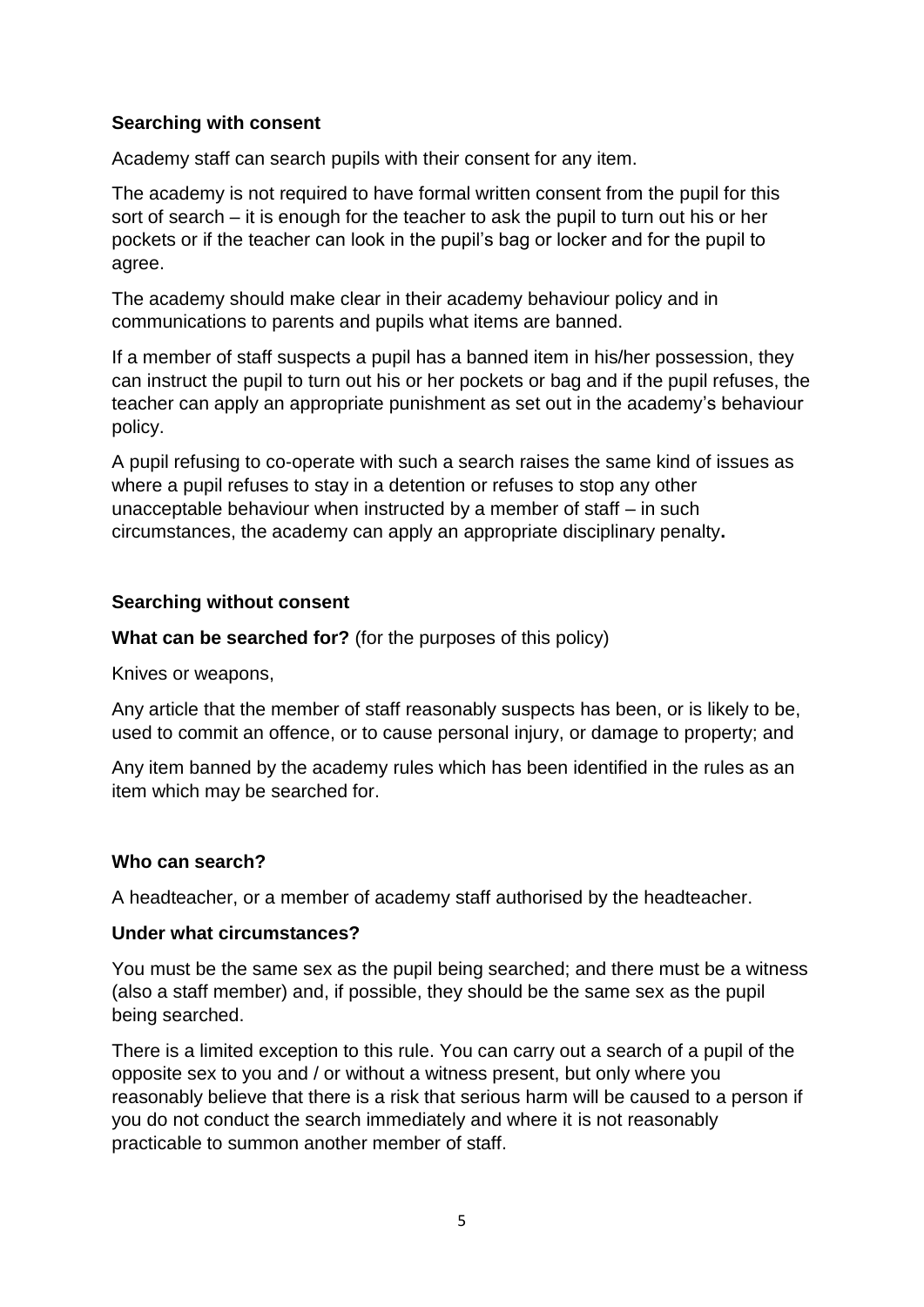**Searching with consent**

Academy staff can search pupils with their consent for any item.

The academy is not required to have formal written consent from the pupil for this sort of search – it is enough for the teacher to ask the pupil to turn out his or her pockets or if the teacher can look in the pupil's bag or locker and for the pupil to agree.

The academy should make clear in their academy behaviour policy and in communications to parents and pupils what items are banned.

If a member of staff suspects a pupil has a banned item in his/her possession, they can instruct the pupil to turn out his or her pockets or bag and if the pupil refuses, the teacher can apply an appropriate punishment as set out in the academy's behaviour policy.

A pupil refusing to co-operate with such a search raises the same kind of issues as where a pupil refuses to stay in a detention or refuses to stop any other unacceptable behaviour when instructed by a member of staff – in such circumstances, the academy can apply an appropriate disciplinary penalty**.**

**Searching without consent**

**What can be searched for?** (for the purposes of this policy)

Knives or weapons,

Any article that the member of staff reasonably suspects has been, or is likely to be, used to commit an offence, or to cause personal injury, or damage to property; and

Any item banned by the academy rules which has been identified in the rules as an item which may be searched for.

**Who can search?**

A headteacher, or a member of academy staff authorised by the headteacher.

**Under what circumstances?**

You must be the same sex as the pupil being searched; and there must be a witness (also a staff member) and, if possible, they should be the same sex as the pupil being searched.

There is a limited exception to this rule. You can carry out a search of a pupil of the opposite sex to you and / or without a witness present, but only where you reasonably believe that there is a risk that serious harm will be caused to a person if you do not conduct the search immediately and where it is not reasonably practicable to summon another member of staff.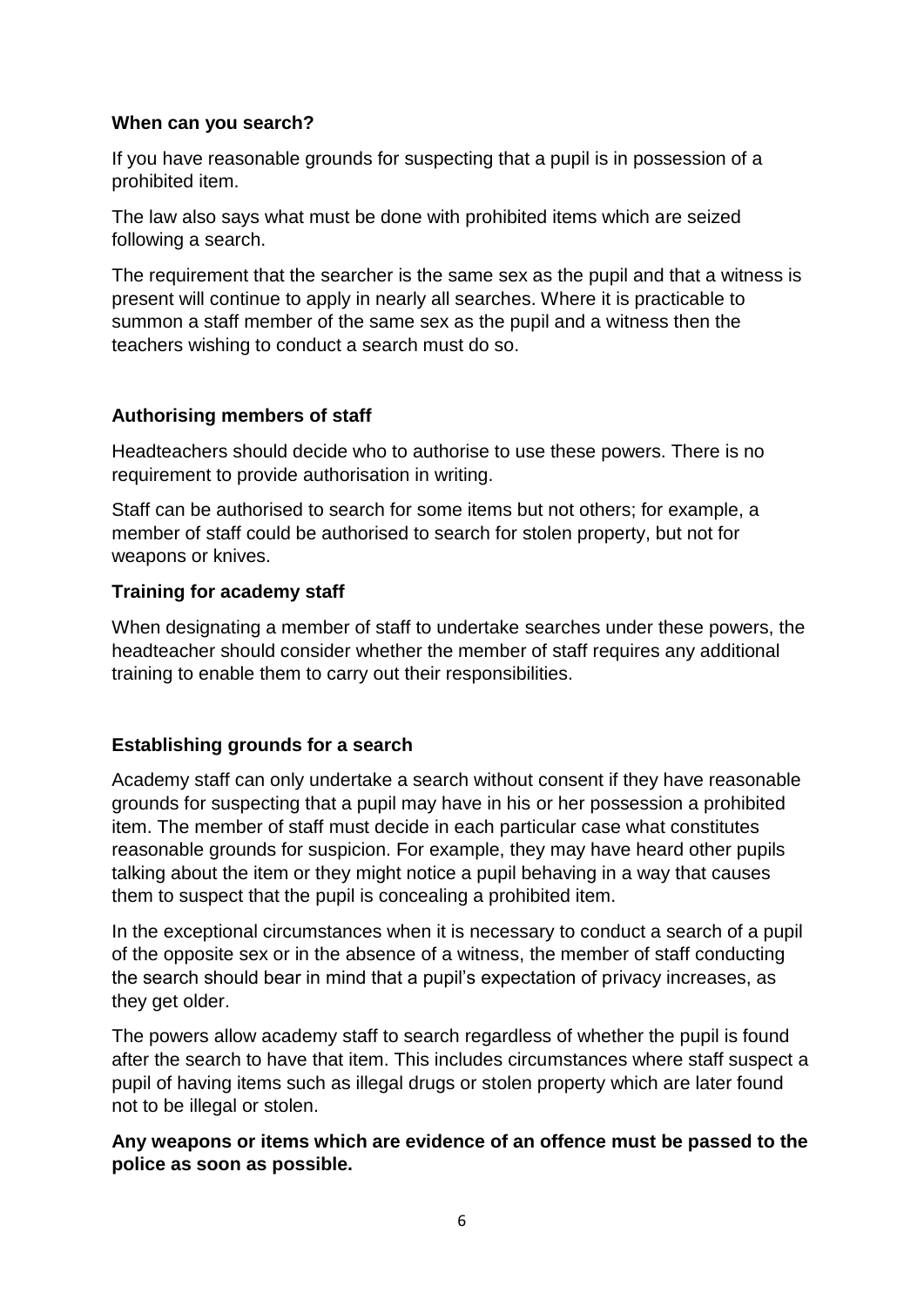### When can you search?

If you have reasonable grounds for suspecting that a pupil is in possession of a prohibited item.

The law also says what must be done with prohibited items which are seized following a search.

The requirement that the searcher is the same sex as the pupil and that a witness is present will continue to apply in nearly all searches. Where it is practicable to summon a staff member of the same sex as the pupil and a witness then the teachers wishing to conduct a search must do so.

### Authorising members of staff

Headteachers should decide who to authorise to use these powers. There is no requirement to provide authorisation in writing.

Staff can be authorised to search for some items but not others; for example, a member of staff could be authorised to search for stolen property, but not for weapons or knives.

### Training for academy staff

When designating a member of staff to undertake searches under these powers, the headteacher should consider whether the member of staff requires any additional training to enable them to carry out their responsibilities.

### Establishing grounds for a search

Academy staff can only undertake a search without consent if they have reasonable grounds for suspecting that a pupil may have in his or her possession a prohibited item. The member of staff must decide in each particular case what constitutes reasonable grounds for suspicion. For example, they may have heard other pupils talking about the item or they might notice a pupil behaving in a way that causes them to suspect that the pupil is concealing a prohibited item.

In the exceptional circumstances when it is necessary to conduct a search of a pupil of the opposite sex or in the absence of a witness, the member of staff conducting the search should bear in mind that a pupil's expectation of privacy increases, as they get older.

The powers allow academy staff to search regardless of whether the pupil is found after the search to have that item. This includes circumstances where staff suspect a pupil of having items such as illegal drugs or stolen property which are later found not to be illegal or stolen.

**Any weapons or items which are evidence of an offence must be passed to the police as soon as possible.**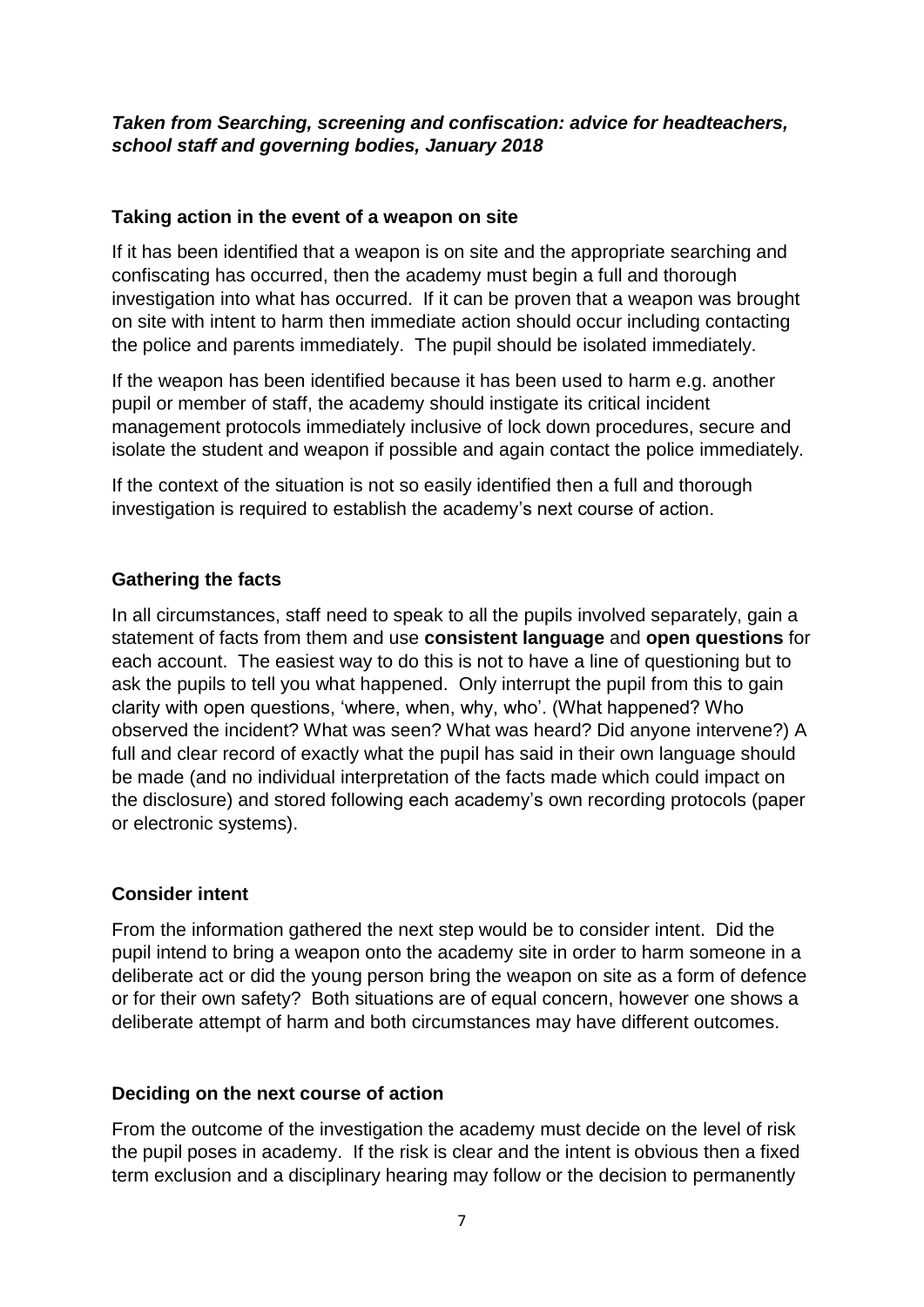***Taken from Searching, screening and confiscation: advice for headteachers, school staff and governing bodies, January 2018***

### Taking action in the event of a weapon on site

If it has been identified that a weapon is on site and the appropriate searching and confiscating has occurred, then the academy must begin a full and thorough investigation into what has occurred. If it can be proven that a weapon was brought on site with intent to harm then immediate action should occur including contacting the police and parents immediately. The pupil should be isolated immediately.

If the weapon has been identified because it has been used to harm e.g. another pupil or member of staff, the academy should instigate its critical incident management protocols immediately inclusive of lock down procedures, secure and isolate the student and weapon if possible and again contact the police immediately.

If the context of the situation is not so easily identified then a full and thorough investigation is required to establish the academy's next course of action.

### Gathering the facts

In all circumstances, staff need to speak to all the pupils involved separately, gain a statement of facts from them and use **consistent language** and **open questions** for each account. The easiest way to do this is not to have a line of questioning but to ask the pupils to tell you what happened. Only interrupt the pupil from this to gain clarity with open questions, 'where, when, why, who'. (What happened? Who observed the incident? What was seen? What was heard? Did anyone intervene?) A full and clear record of exactly what the pupil has said in their own language should be made (and no individual interpretation of the facts made which could impact on the disclosure) and stored following each academy's own recording protocols (paper or electronic systems).

### Consider intent

From the information gathered the next step would be to consider intent. Did the pupil intend to bring a weapon onto the academy site in order to harm someone in a deliberate act or did the young person bring the weapon on site as a form of defence or for their own safety? Both situations are of equal concern, however one shows a deliberate attempt of harm and both circumstances may have different outcomes.

### Deciding on the next course of action

From the outcome of the investigation the academy must decide on the level of risk the pupil poses in academy. If the risk is clear and the intent is obvious then a fixed term exclusion and a disciplinary hearing may follow or the decision to permanently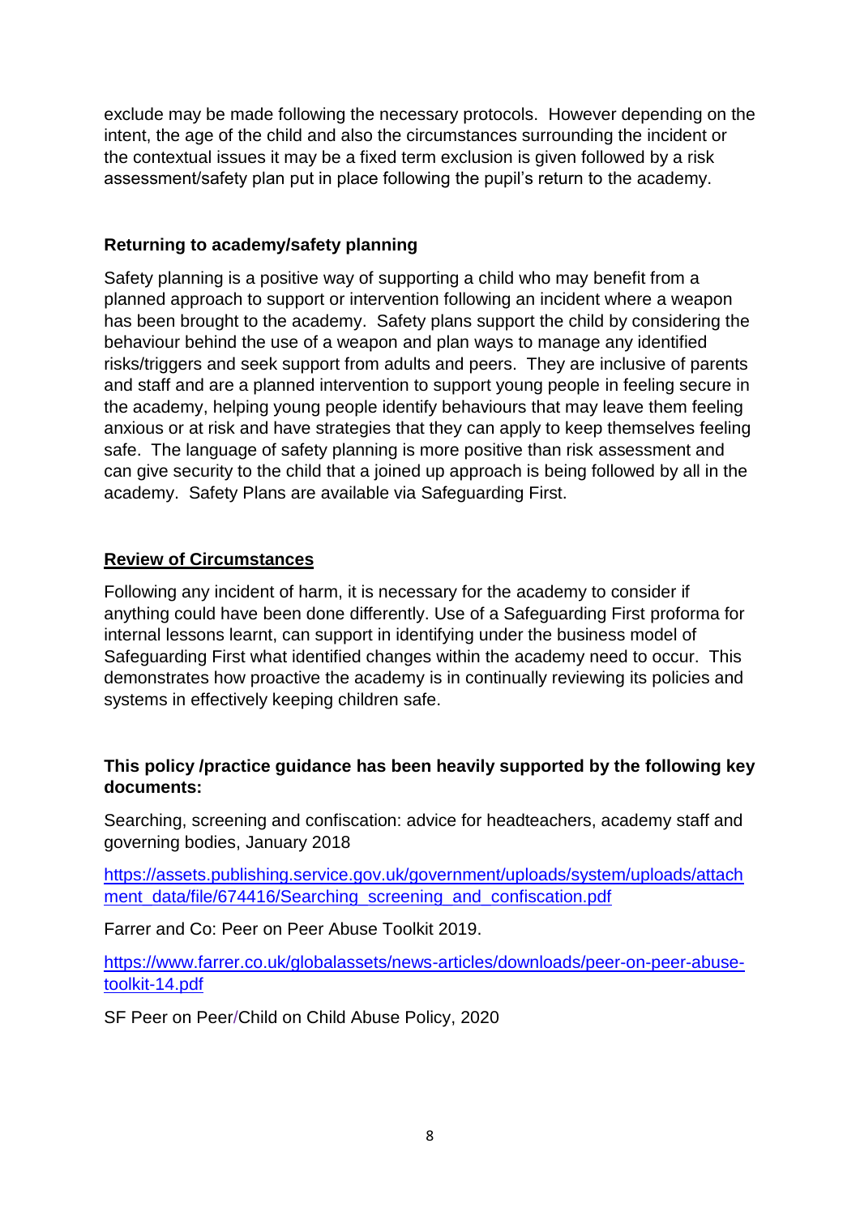exclude may be made following the necessary protocols. However depending on the intent, the age of the child and also the circumstances surrounding the incident or the contextual issues it may be a fixed term exclusion is given followed by a risk assessment/safety plan put in place following the pupil's return to the academy.

**Returning to academy/safety planning**

Safety planning is a positive way of supporting a child who may benefit from a planned approach to support or intervention following an incident where a weapon has been brought to the academy. Safety plans support the child by considering the behaviour behind the use of a weapon and plan ways to manage any identified risks/triggers and seek support from adults and peers. They are inclusive of parents and staff and are a planned intervention to support young people in feeling secure in the academy, helping young people identify behaviours that may leave them feeling anxious or at risk and have strategies that they can apply to keep themselves feeling safe. The language of safety planning is more positive than risk assessment and can give security to the child that a joined up approach is being followed by all in the academy. Safety Plans are available via Safeguarding First.

**Review of Circumstances**

Following any incident of harm, it is necessary for the academy to consider if anything could have been done differently. Use of a Safeguarding First proforma for internal lessons learnt, can support in identifying under the business model of Safeguarding First what identified changes within the academy need to occur. This demonstrates how proactive the academy is in continually reviewing its policies and systems in effectively keeping children safe.

**This policy /practice guidance has been heavily supported by the following key documents:**

Searching, screening and confiscation: advice for headteachers, academy staff and governing bodies, January 2018

https://assets.publishing.service.gov.uk/government/uploads/system/uploads/attachment_data/file/674416/Searching_screening_and_confiscation.pdf

Farrer and Co: Peer on Peer Abuse Toolkit 2019.

https://www.farrer.co.uk/globalassets/news-articles/downloads/peer-on-peer-abuse-toolkit-14.pdf

SF Peer on Peer/Child on Child Abuse Policy, 2020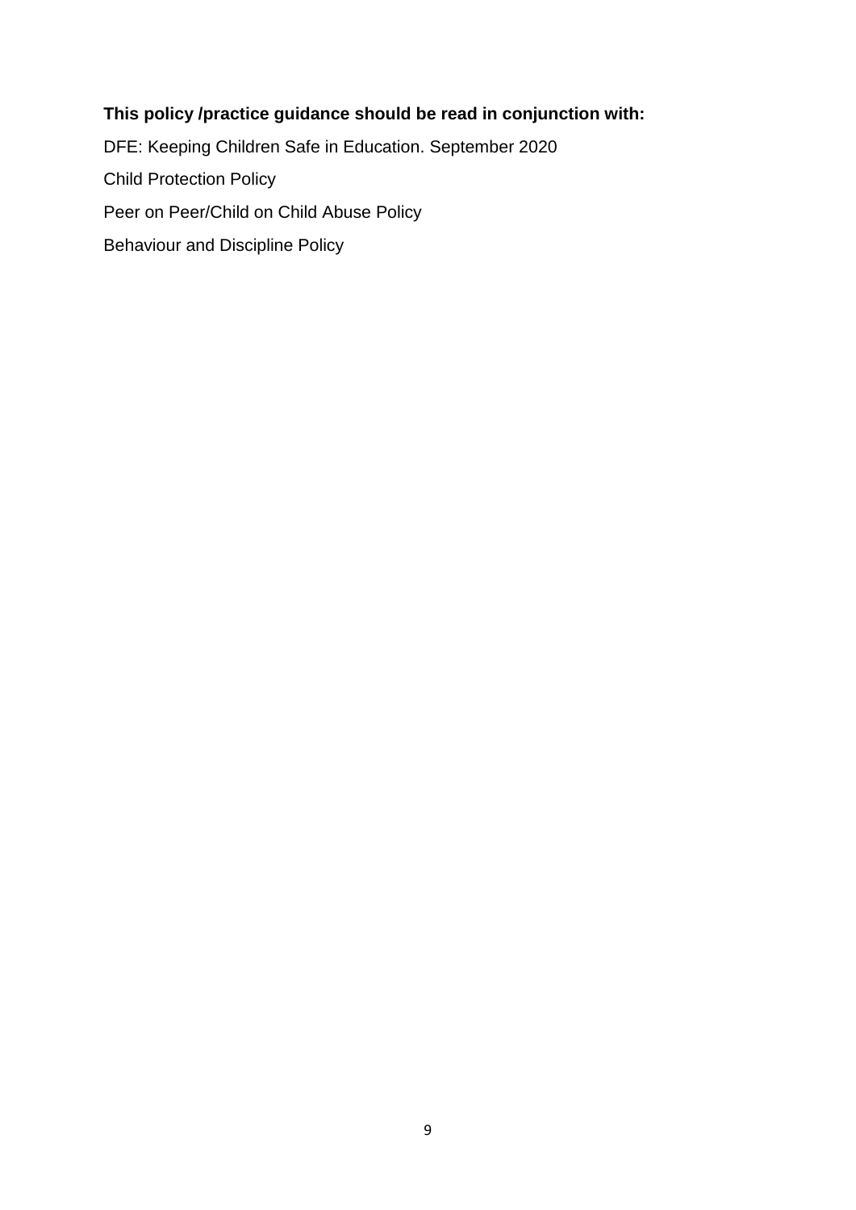**This policy /practice guidance should be read in conjunction with:**

DFE: Keeping Children Safe in Education. September 2020

Child Protection Policy

Peer on Peer/Child on Child Abuse Policy

Behaviour and Discipline Policy